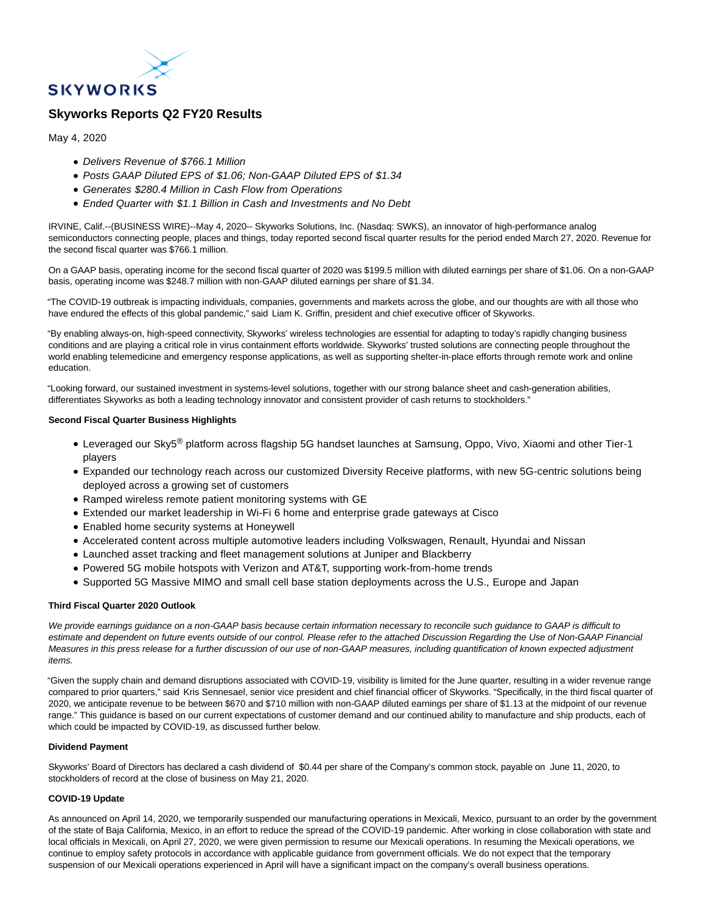SKYWORKS

# Skyworks Reports Q2 FY20 Results

May 4, 2020

- *Delivers Revenue of $766.1 Million*
- *Posts GAAP Diluted EPS of $1.06; Non-GAAP Diluted EPS of $1.34*
- *Generates $280.4 Million in Cash Flow from Operations*
- *Ended Quarter with $1.1 Billion in Cash and Investments and No Debt*

IRVINE, Calif.--(BUSINESS WIRE)--May 4, 2020-- Skyworks Solutions, Inc. (Nasdaq: SWKS), an innovator of high-performance analog semiconductors connecting people, places and things, today reported second fiscal quarter results for the period ended March 27, 2020. Revenue for the second fiscal quarter was $766.1 million.

On a GAAP basis, operating income for the second fiscal quarter of 2020 was $199.5 million with diluted earnings per share of $1.06. On a non-GAAP basis, operating income was $248.7 million with non-GAAP diluted earnings per share of $1.34.

"The COVID-19 outbreak is impacting individuals, companies, governments and markets across the globe, and our thoughts are with all those who have endured the effects of this global pandemic," said Liam K. Griffin, president and chief executive officer of Skyworks.

"By enabling always-on, high-speed connectivity, Skyworks' wireless technologies are essential for adapting to today's rapidly changing business conditions and are playing a critical role in virus containment efforts worldwide. Skyworks' trusted solutions are connecting people throughout the world enabling telemedicine and emergency response applications, as well as supporting shelter-in-place efforts through remote work and online education.

"Looking forward, our sustained investment in systems-level solutions, together with our strong balance sheet and cash-generation abilities, differentiates Skyworks as both a leading technology innovator and consistent provider of cash returns to stockholders."

**Second Fiscal Quarter Business Highlights**

- Leveraged our Sky5® platform across flagship 5G handset launches at Samsung, Oppo, Vivo, Xiaomi and other Tier-1 players
- Expanded our technology reach across our customized Diversity Receive platforms, with new 5G-centric solutions being deployed across a growing set of customers
- Ramped wireless remote patient monitoring systems with GE
- Extended our market leadership in Wi-Fi 6 home and enterprise grade gateways at Cisco
- Enabled home security systems at Honeywell
- Accelerated content across multiple automotive leaders including Volkswagen, Renault, Hyundai and Nissan
- Launched asset tracking and fleet management solutions at Juniper and Blackberry
- Powered 5G mobile hotspots with Verizon and AT&T, supporting work-from-home trends
- Supported 5G Massive MIMO and small cell base station deployments across the U.S., Europe and Japan

**Third Fiscal Quarter 2020 Outlook**

*We provide earnings guidance on a non-GAAP basis because certain information necessary to reconcile such guidance to GAAP is difficult to estimate and dependent on future events outside of our control. Please refer to the attached Discussion Regarding the Use of Non-GAAP Financial Measures in this press release for a further discussion of our use of non-GAAP measures, including quantification of known expected adjustment items.*

"Given the supply chain and demand disruptions associated with COVID-19, visibility is limited for the June quarter, resulting in a wider revenue range compared to prior quarters," said Kris Sennesael, senior vice president and chief financial officer of Skyworks. "Specifically, in the third fiscal quarter of 2020, we anticipate revenue to be between $670 and $710 million with non-GAAP diluted earnings per share of $1.13 at the midpoint of our revenue range." This guidance is based on our current expectations of customer demand and our continued ability to manufacture and ship products, each of which could be impacted by COVID-19, as discussed further below.

**Dividend Payment**

Skyworks' Board of Directors has declared a cash dividend of $0.44 per share of the Company's common stock, payable on June 11, 2020, to stockholders of record at the close of business on May 21, 2020.

**COVID-19 Update**

As announced on April 14, 2020, we temporarily suspended our manufacturing operations in Mexicali, Mexico, pursuant to an order by the government of the state of Baja California, Mexico, in an effort to reduce the spread of the COVID-19 pandemic. After working in close collaboration with state and local officials in Mexicali, on April 27, 2020, we were given permission to resume our Mexicali operations. In resuming the Mexicali operations, we continue to employ safety protocols in accordance with applicable guidance from government officials. We do not expect that the temporary suspension of our Mexicali operations experienced in April will have a significant impact on the company's overall business operations.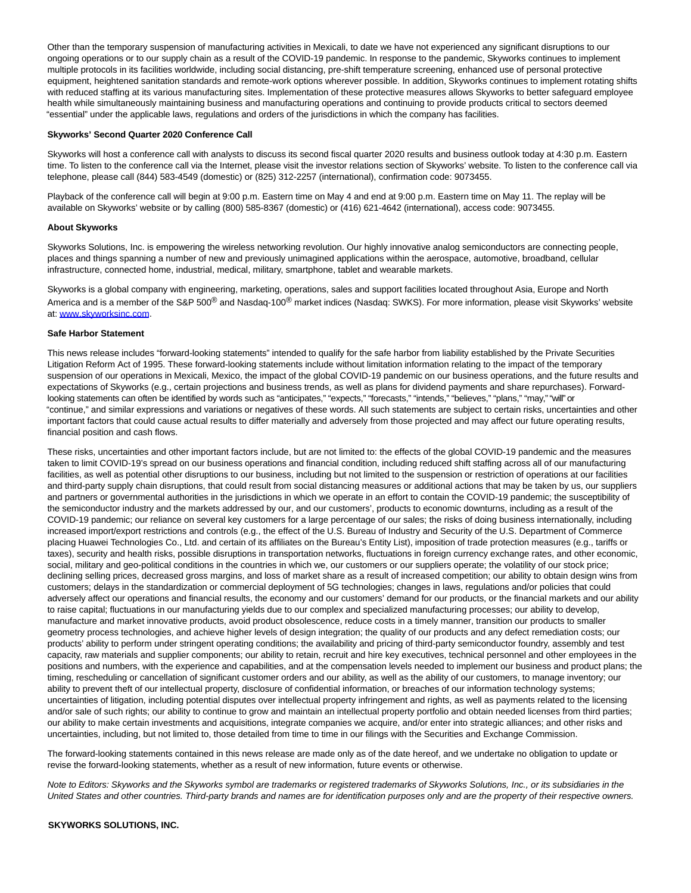Other than the temporary suspension of manufacturing activities in Mexicali, to date we have not experienced any significant disruptions to our ongoing operations or to our supply chain as a result of the COVID-19 pandemic. In response to the pandemic, Skyworks continues to implement multiple protocols in its facilities worldwide, including social distancing, pre-shift temperature screening, enhanced use of personal protective equipment, heightened sanitation standards and remote-work options wherever possible. In addition, Skyworks continues to implement rotating shifts with reduced staffing at its various manufacturing sites. Implementation of these protective measures allows Skyworks to better safeguard employee health while simultaneously maintaining business and manufacturing operations and continuing to provide products critical to sectors deemed "essential" under the applicable laws, regulations and orders of the jurisdictions in which the company has facilities.

**Skyworks' Second Quarter 2020 Conference Call**

Skyworks will host a conference call with analysts to discuss its second fiscal quarter 2020 results and business outlook today at 4:30 p.m. Eastern time. To listen to the conference call via the Internet, please visit the investor relations section of Skyworks' website. To listen to the conference call via telephone, please call (844) 583-4549 (domestic) or (825) 312-2257 (international), confirmation code: 9073455.

Playback of the conference call will begin at 9:00 p.m. Eastern time on May 4 and end at 9:00 p.m. Eastern time on May 11. The replay will be available on Skyworks' website or by calling (800) 585-8367 (domestic) or (416) 621-4642 (international), access code: 9073455.

**About Skyworks**

Skyworks Solutions, Inc. is empowering the wireless networking revolution. Our highly innovative analog semiconductors are connecting people, places and things spanning a number of new and previously unimagined applications within the aerospace, automotive, broadband, cellular infrastructure, connected home, industrial, medical, military, smartphone, tablet and wearable markets.

Skyworks is a global company with engineering, marketing, operations, sales and support facilities located throughout Asia, Europe and North America and is a member of the S&P 500® and Nasdaq-100® market indices (Nasdaq: SWKS). For more information, please visit Skyworks' website at: [www.skyworksinc.com](http://www.skyworksinc.com).

**Safe Harbor Statement**

This news release includes "forward-looking statements" intended to qualify for the safe harbor from liability established by the Private Securities Litigation Reform Act of 1995. These forward-looking statements include without limitation information relating to the impact of the temporary suspension of our operations in Mexicali, Mexico, the impact of the global COVID-19 pandemic on our business operations, and the future results and expectations of Skyworks (e.g., certain projections and business trends, as well as plans for dividend payments and share repurchases). Forward-looking statements can often be identified by words such as "anticipates," "expects," "forecasts," "intends," "believes," "plans," "may," "will" or "continue," and similar expressions and variations or negatives of these words. All such statements are subject to certain risks, uncertainties and other important factors that could cause actual results to differ materially and adversely from those projected and may affect our future operating results, financial position and cash flows.

These risks, uncertainties and other important factors include, but are not limited to: the effects of the global COVID-19 pandemic and the measures taken to limit COVID-19's spread on our business operations and financial condition, including reduced shift staffing across all of our manufacturing facilities, as well as potential other disruptions to our business, including but not limited to the suspension or restriction of operations at our facilities and third-party supply chain disruptions, that could result from social distancing measures or additional actions that may be taken by us, our suppliers and partners or governmental authorities in the jurisdictions in which we operate in an effort to contain the COVID-19 pandemic; the susceptibility of the semiconductor industry and the markets addressed by our, and our customers', products to economic downturns, including as a result of the COVID-19 pandemic; our reliance on several key customers for a large percentage of our sales; the risks of doing business internationally, including increased import/export restrictions and controls (e.g., the effect of the U.S. Bureau of Industry and Security of the U.S. Department of Commerce placing Huawei Technologies Co., Ltd. and certain of its affiliates on the Bureau's Entity List), imposition of trade protection measures (e.g., tariffs or taxes), security and health risks, possible disruptions in transportation networks, fluctuations in foreign currency exchange rates, and other economic, social, military and geo-political conditions in the countries in which we, our customers or our suppliers operate; the volatility of our stock price; declining selling prices, decreased gross margins, and loss of market share as a result of increased competition; our ability to obtain design wins from customers; delays in the standardization or commercial deployment of 5G technologies; changes in laws, regulations and/or policies that could adversely affect our operations and financial results, the economy and our customers' demand for our products, or the financial markets and our ability to raise capital; fluctuations in our manufacturing yields due to our complex and specialized manufacturing processes; our ability to develop, manufacture and market innovative products, avoid product obsolescence, reduce costs in a timely manner, transition our products to smaller geometry process technologies, and achieve higher levels of design integration; the quality of our products and any defect remediation costs; our products' ability to perform under stringent operating conditions; the availability and pricing of third-party semiconductor foundry, assembly and test capacity, raw materials and supplier components; our ability to retain, recruit and hire key executives, technical personnel and other employees in the positions and numbers, with the experience and capabilities, and at the compensation levels needed to implement our business and product plans; the timing, rescheduling or cancellation of significant customer orders and our ability, as well as the ability of our customers, to manage inventory; our ability to prevent theft of our intellectual property, disclosure of confidential information, or breaches of our information technology systems; uncertainties of litigation, including potential disputes over intellectual property infringement and rights, as well as payments related to the licensing and/or sale of such rights; our ability to continue to grow and maintain an intellectual property portfolio and obtain needed licenses from third parties; our ability to make certain investments and acquisitions, integrate companies we acquire, and/or enter into strategic alliances; and other risks and uncertainties, including, but not limited to, those detailed from time to time in our filings with the Securities and Exchange Commission.

The forward-looking statements contained in this news release are made only as of the date hereof, and we undertake no obligation to update or revise the forward-looking statements, whether as a result of new information, future events or otherwise.

*Note to Editors: Skyworks and the Skyworks symbol are trademarks or registered trademarks of Skyworks Solutions, Inc., or its subsidiaries in the United States and other countries. Third-party brands and names are for identification purposes only and are the property of their respective owners.*

**SKYWORKS SOLUTIONS, INC.**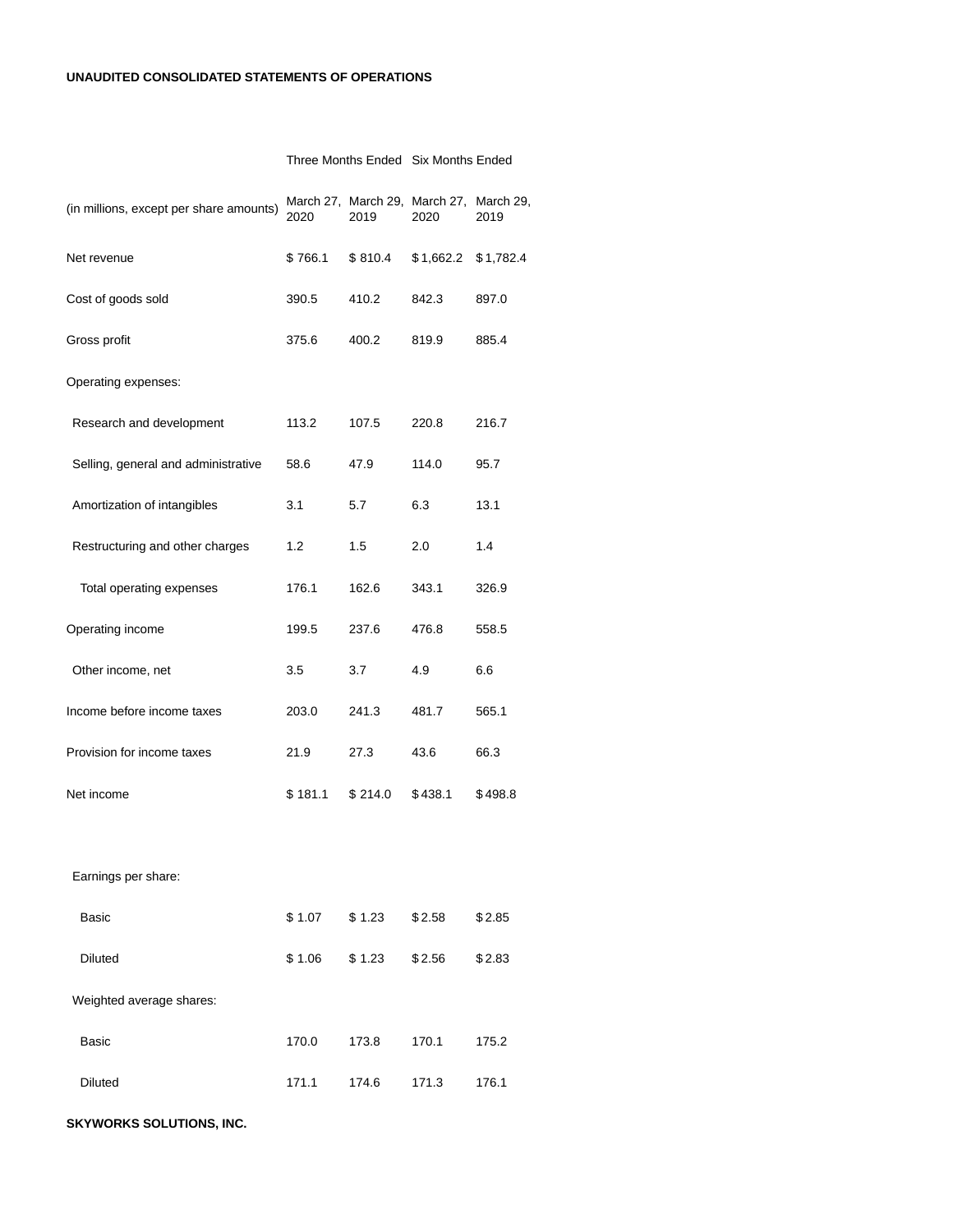**UNAUDITED CONSOLIDATED STATEMENTS OF OPERATIONS**

| | Three Months Ended | | Six Months Ended | |
|---|---|---|---|---|
| (in millions, except per share amounts) | March 27, 2020 | March 29, 2019 | March 27, 2020 | March 29, 2019 |
| Net revenue | $ 766.1 | $ 810.4 | $ 1,662.2 | $ 1,782.4 |
| Cost of goods sold | 390.5 | 410.2 | 842.3 | 897.0 |
| Gross profit | 375.6 | 400.2 | 819.9 | 885.4 |
| Operating expenses: | | | | |
| Research and development | 113.2 | 107.5 | 220.8 | 216.7 |
| Selling, general and administrative | 58.6 | 47.9 | 114.0 | 95.7 |
| Amortization of intangibles | 3.1 | 5.7 | 6.3 | 13.1 |
| Restructuring and other charges | 1.2 | 1.5 | 2.0 | 1.4 |
| Total operating expenses | 176.1 | 162.6 | 343.1 | 326.9 |
| Operating income | 199.5 | 237.6 | 476.8 | 558.5 |
| Other income, net | 3.5 | 3.7 | 4.9 | 6.6 |
| Income before income taxes | 203.0 | 241.3 | 481.7 | 565.1 |
| Provision for income taxes | 21.9 | 27.3 | 43.6 | 66.3 |
| Net income | $ 181.1 | $ 214.0 | $ 438.1 | $ 498.8 |
| | | | | |
| Earnings per share: | | | | |
| Basic | $ 1.07 | $ 1.23 | $ 2.58 | $ 2.85 |
| Diluted | $ 1.06 | $ 1.23 | $ 2.56 | $ 2.83 |
| Weighted average shares: | | | | |
| Basic | 170.0 | 173.8 | 170.1 | 175.2 |
| Diluted | 171.1 | 174.6 | 171.3 | 176.1 |

**SKYWORKS SOLUTIONS, INC.**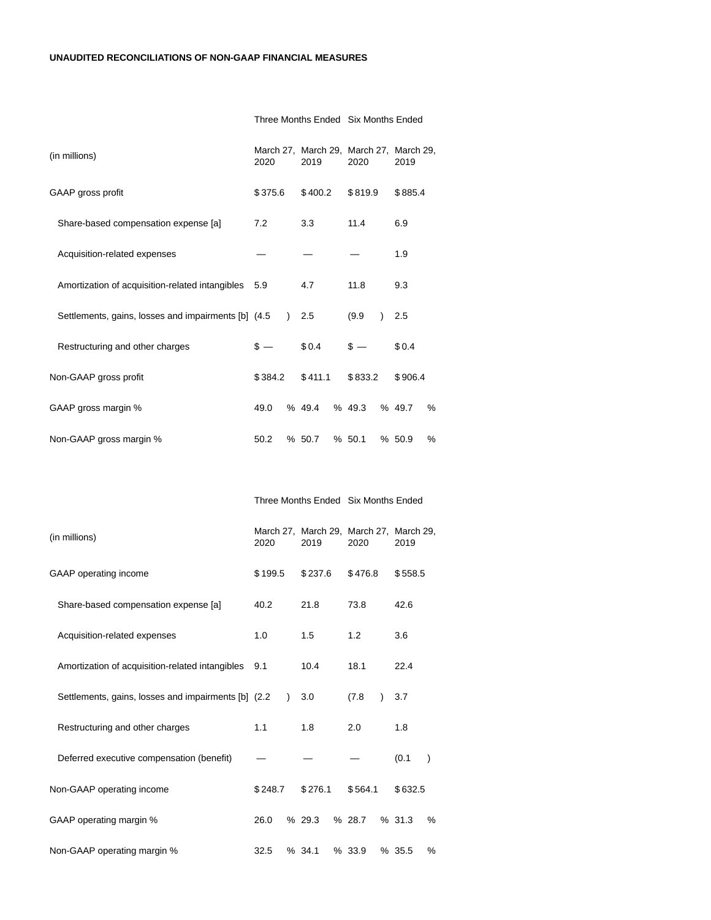**UNAUDITED RECONCILIATIONS OF NON-GAAP FINANCIAL MEASURES**

| | Three Months Ended | | Six Months Ended | |
|---|---|---|---|---|
| (in millions) | March 27, 2020 | March 29, 2019 | March 27, 2020 | March 29, 2019 |
| GAAP gross profit | $ 375.6 | $ 400.2 | $ 819.9 | $ 885.4 |
| Share-based compensation expense [a] | 7.2 | 3.3 | 11.4 | 6.9 |
| Acquisition-related expenses | — | — | — | 1.9 |
| Amortization of acquisition-related intangibles | 5.9 | 4.7 | 11.8 | 9.3 |
| Settlements, gains, losses and impairments [b] | (4.5) | 2.5 | (9.9) | 2.5 |
| Restructuring and other charges | $ — | $ 0.4 | $ — | $ 0.4 |
| Non-GAAP gross profit | $ 384.2 | $ 411.1 | $ 833.2 | $ 906.4 |
| GAAP gross margin % | 49.0 % | 49.4 % | 49.3 % | 49.7 % |
| Non-GAAP gross margin % | 50.2 % | 50.7 % | 50.1 % | 50.9 % |

| | Three Months Ended | | Six Months Ended | |
|---|---|---|---|---|
| (in millions) | March 27, 2020 | March 29, 2019 | March 27, 2020 | March 29, 2019 |
| GAAP operating income | $ 199.5 | $ 237.6 | $ 476.8 | $ 558.5 |
| Share-based compensation expense [a] | 40.2 | 21.8 | 73.8 | 42.6 |
| Acquisition-related expenses | 1.0 | 1.5 | 1.2 | 3.6 |
| Amortization of acquisition-related intangibles | 9.1 | 10.4 | 18.1 | 22.4 |
| Settlements, gains, losses and impairments [b] | (2.2) | 3.0 | (7.8) | 3.7 |
| Restructuring and other charges | 1.1 | 1.8 | 2.0 | 1.8 |
| Deferred executive compensation (benefit) | — | — | — | (0.1) |
| Non-GAAP operating income | $ 248.7 | $ 276.1 | $ 564.1 | $ 632.5 |
| GAAP operating margin % | 26.0 % | 29.3 % | 28.7 % | 31.3 % |
| Non-GAAP operating margin % | 32.5 % | 34.1 % | 33.9 % | 35.5 % |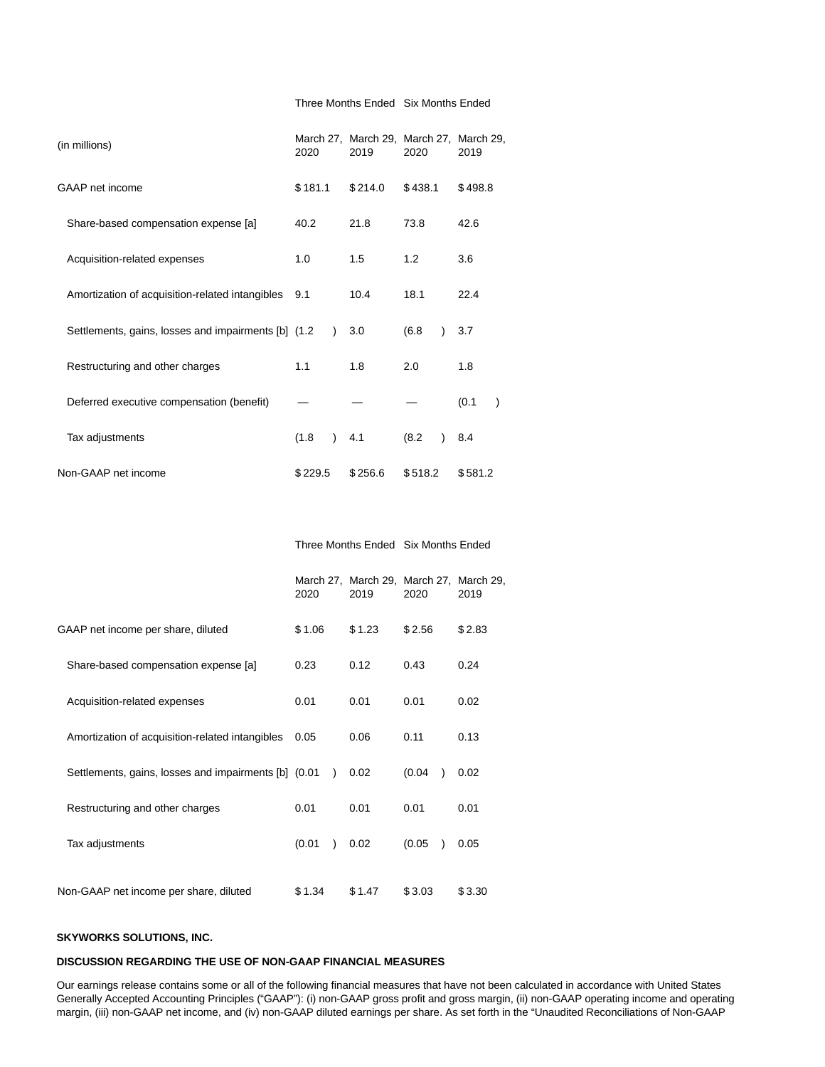| | Three Months Ended | | Six Months Ended | |
|---|---|---|---|---|
| (in millions) | March 27, 2020 | March 29, 2019 | March 27, 2020 | March 29, 2019 |
| GAAP net income | $ 181.1 | $ 214.0 | $ 438.1 | $ 498.8 |
| Share-based compensation expense [a] | 40.2 | 21.8 | 73.8 | 42.6 |
| Acquisition-related expenses | 1.0 | 1.5 | 1.2 | 3.6 |
| Amortization of acquisition-related intangibles | 9.1 | 10.4 | 18.1 | 22.4 |
| Settlements, gains, losses and impairments [b] | (1.2 ) | 3.0 | (6.8 ) | 3.7 |
| Restructuring and other charges | 1.1 | 1.8 | 2.0 | 1.8 |
| Deferred executive compensation (benefit) | — | — | — | (0.1 ) |
| Tax adjustments | (1.8 ) | 4.1 | (8.2 ) | 8.4 |
| Non-GAAP net income | $ 229.5 | $ 256.6 | $ 518.2 | $ 581.2 |

| | Three Months Ended | | Six Months Ended | |
|---|---|---|---|---|
| | March 27, 2020 | March 29, 2019 | March 27, 2020 | March 29, 2019 |
| GAAP net income per share, diluted | $ 1.06 | $ 1.23 | $ 2.56 | $ 2.83 |
| Share-based compensation expense [a] | 0.23 | 0.12 | 0.43 | 0.24 |
| Acquisition-related expenses | 0.01 | 0.01 | 0.01 | 0.02 |
| Amortization of acquisition-related intangibles | 0.05 | 0.06 | 0.11 | 0.13 |
| Settlements, gains, losses and impairments [b] | (0.01 ) | 0.02 | (0.04 ) | 0.02 |
| Restructuring and other charges | 0.01 | 0.01 | 0.01 | 0.01 |
| Tax adjustments | (0.01 ) | 0.02 | (0.05 ) | 0.05 |
| Non-GAAP net income per share, diluted | $ 1.34 | $ 1.47 | $ 3.03 | $ 3.30 |

**SKYWORKS SOLUTIONS, INC.**

**DISCUSSION REGARDING THE USE OF NON-GAAP FINANCIAL MEASURES**

Our earnings release contains some or all of the following financial measures that have not been calculated in accordance with United States Generally Accepted Accounting Principles ("GAAP"): (i) non-GAAP gross profit and gross margin, (ii) non-GAAP operating income and operating margin, (iii) non-GAAP net income, and (iv) non-GAAP diluted earnings per share. As set forth in the "Unaudited Reconciliations of Non-GAAP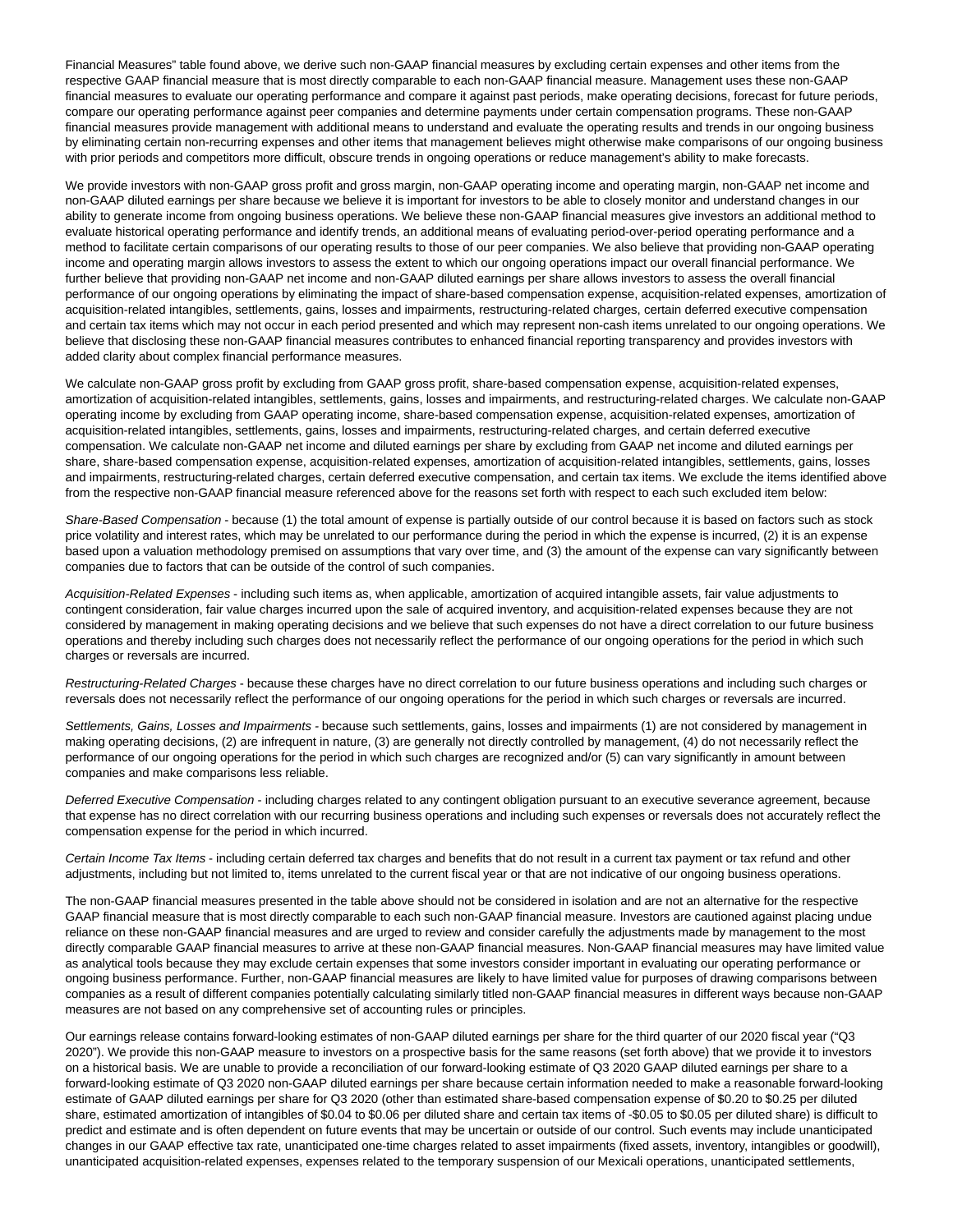Financial Measures" table found above, we derive such non-GAAP financial measures by excluding certain expenses and other items from the respective GAAP financial measure that is most directly comparable to each non-GAAP financial measure. Management uses these non-GAAP financial measures to evaluate our operating performance and compare it against past periods, make operating decisions, forecast for future periods, compare our operating performance against peer companies and determine payments under certain compensation programs. These non-GAAP financial measures provide management with additional means to understand and evaluate the operating results and trends in our ongoing business by eliminating certain non-recurring expenses and other items that management believes might otherwise make comparisons of our ongoing business with prior periods and competitors more difficult, obscure trends in ongoing operations or reduce management's ability to make forecasts.

We provide investors with non-GAAP gross profit and gross margin, non-GAAP operating income and operating margin, non-GAAP net income and non-GAAP diluted earnings per share because we believe it is important for investors to be able to closely monitor and understand changes in our ability to generate income from ongoing business operations. We believe these non-GAAP financial measures give investors an additional method to evaluate historical operating performance and identify trends, an additional means of evaluating period-over-period operating performance and a method to facilitate certain comparisons of our operating results to those of our peer companies. We also believe that providing non-GAAP operating income and operating margin allows investors to assess the extent to which our ongoing operations impact our overall financial performance. We further believe that providing non-GAAP net income and non-GAAP diluted earnings per share allows investors to assess the overall financial performance of our ongoing operations by eliminating the impact of share-based compensation expense, acquisition-related expenses, amortization of acquisition-related intangibles, settlements, gains, losses and impairments, restructuring-related charges, certain deferred executive compensation and certain tax items which may not occur in each period presented and which may represent non-cash items unrelated to our ongoing operations. We believe that disclosing these non-GAAP financial measures contributes to enhanced financial reporting transparency and provides investors with added clarity about complex financial performance measures.

We calculate non-GAAP gross profit by excluding from GAAP gross profit, share-based compensation expense, acquisition-related expenses, amortization of acquisition-related intangibles, settlements, gains, losses and impairments, and restructuring-related charges. We calculate non-GAAP operating income by excluding from GAAP operating income, share-based compensation expense, acquisition-related expenses, amortization of acquisition-related intangibles, settlements, gains, losses and impairments, restructuring-related charges, and certain deferred executive compensation. We calculate non-GAAP net income and diluted earnings per share by excluding from GAAP net income and diluted earnings per share, share-based compensation expense, acquisition-related expenses, amortization of acquisition-related intangibles, settlements, gains, losses and impairments, restructuring-related charges, certain deferred executive compensation, and certain tax items. We exclude the items identified above from the respective non-GAAP financial measure referenced above for the reasons set forth with respect to each such excluded item below:

*Share-Based Compensation* - because (1) the total amount of expense is partially outside of our control because it is based on factors such as stock price volatility and interest rates, which may be unrelated to our performance during the period in which the expense is incurred, (2) it is an expense based upon a valuation methodology premised on assumptions that vary over time, and (3) the amount of the expense can vary significantly between companies due to factors that can be outside of the control of such companies.

*Acquisition-Related Expenses* - including such items as, when applicable, amortization of acquired intangible assets, fair value adjustments to contingent consideration, fair value charges incurred upon the sale of acquired inventory, and acquisition-related expenses because they are not considered by management in making operating decisions and we believe that such expenses do not have a direct correlation to our future business operations and thereby including such charges does not necessarily reflect the performance of our ongoing operations for the period in which such charges or reversals are incurred.

*Restructuring-Related Charges* - because these charges have no direct correlation to our future business operations and including such charges or reversals does not necessarily reflect the performance of our ongoing operations for the period in which such charges or reversals are incurred.

*Settlements, Gains, Losses and Impairments* - because such settlements, gains, losses and impairments (1) are not considered by management in making operating decisions, (2) are infrequent in nature, (3) are generally not directly controlled by management, (4) do not necessarily reflect the performance of our ongoing operations for the period in which such charges are recognized and/or (5) can vary significantly in amount between companies and make comparisons less reliable.

*Deferred Executive Compensation* - including charges related to any contingent obligation pursuant to an executive severance agreement, because that expense has no direct correlation with our recurring business operations and including such expenses or reversals does not accurately reflect the compensation expense for the period in which incurred.

*Certain Income Tax Items* - including certain deferred tax charges and benefits that do not result in a current tax payment or tax refund and other adjustments, including but not limited to, items unrelated to the current fiscal year or that are not indicative of our ongoing business operations.

The non-GAAP financial measures presented in the table above should not be considered in isolation and are not an alternative for the respective GAAP financial measure that is most directly comparable to each such non-GAAP financial measure. Investors are cautioned against placing undue reliance on these non-GAAP financial measures and are urged to review and consider carefully the adjustments made by management to the most directly comparable GAAP financial measures to arrive at these non-GAAP financial measures. Non-GAAP financial measures may have limited value as analytical tools because they may exclude certain expenses that some investors consider important in evaluating our operating performance or ongoing business performance. Further, non-GAAP financial measures are likely to have limited value for purposes of drawing comparisons between companies as a result of different companies potentially calculating similarly titled non-GAAP financial measures in different ways because non-GAAP measures are not based on any comprehensive set of accounting rules or principles.

Our earnings release contains forward-looking estimates of non-GAAP diluted earnings per share for the third quarter of our 2020 fiscal year ("Q3 2020"). We provide this non-GAAP measure to investors on a prospective basis for the same reasons (set forth above) that we provide it to investors on a historical basis. We are unable to provide a reconciliation of our forward-looking estimate of Q3 2020 GAAP diluted earnings per share to a forward-looking estimate of Q3 2020 non-GAAP diluted earnings per share because certain information needed to make a reasonable forward-looking estimate of GAAP diluted earnings per share for Q3 2020 (other than estimated share-based compensation expense of $0.20 to $0.25 per diluted share, estimated amortization of intangibles of $0.04 to $0.06 per diluted share and certain tax items of -$0.05 to $0.05 per diluted share) is difficult to predict and estimate and is often dependent on future events that may be uncertain or outside of our control. Such events may include unanticipated changes in our GAAP effective tax rate, unanticipated one-time charges related to asset impairments (fixed assets, inventory, intangibles or goodwill), unanticipated acquisition-related expenses, expenses related to the temporary suspension of our Mexicali operations, unanticipated settlements,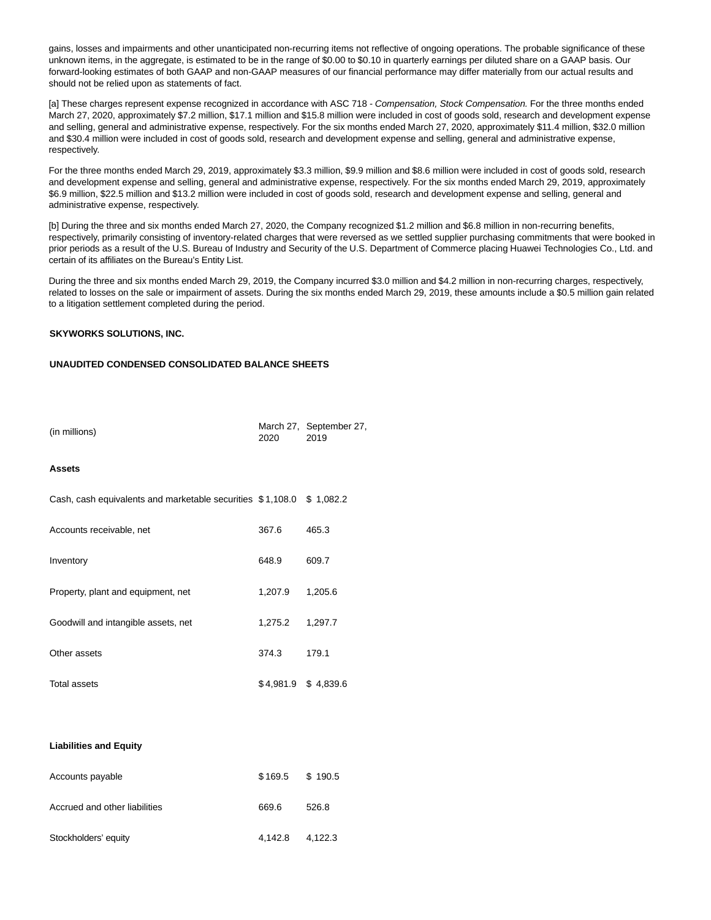gains, losses and impairments and other unanticipated non-recurring items not reflective of ongoing operations. The probable significance of these unknown items, in the aggregate, is estimated to be in the range of $0.00 to $0.10 in quarterly earnings per diluted share on a GAAP basis. Our forward-looking estimates of both GAAP and non-GAAP measures of our financial performance may differ materially from our actual results and should not be relied upon as statements of fact.

[a] These charges represent expense recognized in accordance with ASC 718 - *Compensation, Stock Compensation.* For the three months ended March 27, 2020, approximately $7.2 million, $17.1 million and $15.8 million were included in cost of goods sold, research and development expense and selling, general and administrative expense, respectively. For the six months ended March 27, 2020, approximately $11.4 million, $32.0 million and $30.4 million were included in cost of goods sold, research and development expense and selling, general and administrative expense, respectively.

For the three months ended March 29, 2019, approximately $3.3 million, $9.9 million and $8.6 million were included in cost of goods sold, research and development expense and selling, general and administrative expense, respectively. For the six months ended March 29, 2019, approximately $6.9 million, $22.5 million and $13.2 million were included in cost of goods sold, research and development expense and selling, general and administrative expense, respectively.

[b] During the three and six months ended March 27, 2020, the Company recognized $1.2 million and $6.8 million in non-recurring benefits, respectively, primarily consisting of inventory-related charges that were reversed as we settled supplier purchasing commitments that were booked in prior periods as a result of the U.S. Bureau of Industry and Security of the U.S. Department of Commerce placing Huawei Technologies Co., Ltd. and certain of its affiliates on the Bureau's Entity List.

During the three and six months ended March 29, 2019, the Company incurred $3.0 million and $4.2 million in non-recurring charges, respectively, related to losses on the sale or impairment of assets. During the six months ended March 29, 2019, these amounts include a $0.5 million gain related to a litigation settlement completed during the period.

**SKYWORKS SOLUTIONS, INC.**

**UNAUDITED CONDENSED CONSOLIDATED BALANCE SHEETS**

| (in millions) | March 27, 2020 | September 27, 2019 |
|---|---|---|
| **Assets** | | |
| Cash, cash equivalents and marketable securities | $ 1,108.0 | $ 1,082.2 |
| Accounts receivable, net | 367.6 | 465.3 |
| Inventory | 648.9 | 609.7 |
| Property, plant and equipment, net | 1,207.9 | 1,205.6 |
| Goodwill and intangible assets, net | 1,275.2 | 1,297.7 |
| Other assets | 374.3 | 179.1 |
| Total assets | $ 4,981.9 | $ 4,839.6 |
| | | |
| **Liabilities and Equity** | | |
| Accounts payable | $ 169.5 | $ 190.5 |
| Accrued and other liabilities | 669.6 | 526.8 |
| Stockholders' equity | 4,142.8 | 4,122.3 |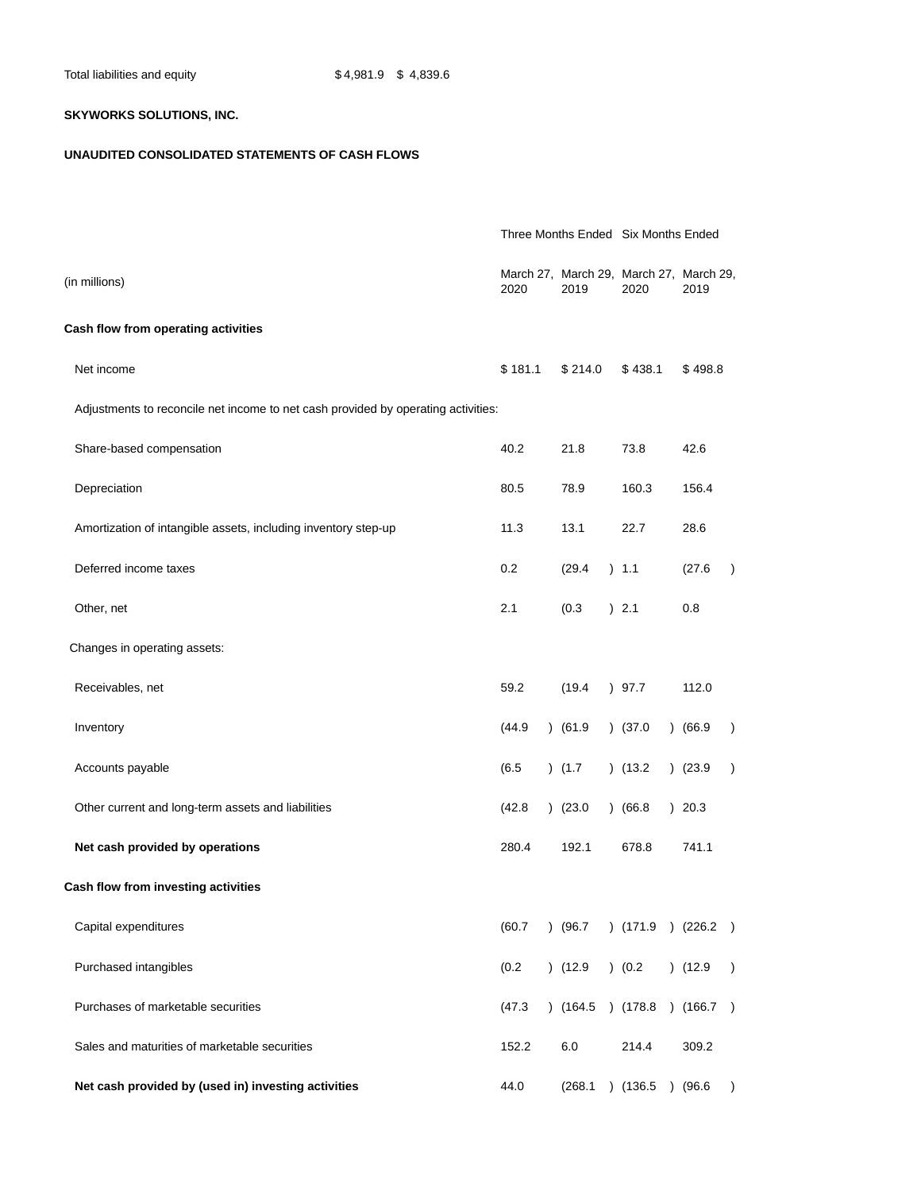| Total liabilities and equity | $ 4,981.9 | $ 4,839.6 |
|---|---|---|

**SKYWORKS SOLUTIONS, INC.**

**UNAUDITED CONSOLIDATED STATEMENTS OF CASH FLOWS**

| (in millions) | Three Months Ended | | Six Months Ended | |
|---|---|---|---|---|
| | March 27, 2020 | March 29, 2019 | March 27, 2020 | March 29, 2019 |
| **Cash flow from operating activities** | | | | |
| Net income | $ 181.1 | $ 214.0 | $ 438.1 | $ 498.8 |
| Adjustments to reconcile net income to net cash provided by operating activities: | | | | |
| Share-based compensation | 40.2 | 21.8 | 73.8 | 42.6 |
| Depreciation | 80.5 | 78.9 | 160.3 | 156.4 |
| Amortization of intangible assets, including inventory step-up | 11.3 | 13.1 | 22.7 | 28.6 |
| Deferred income taxes | 0.2 | (29.4) | 1.1 | (27.6) |
| Other, net | 2.1 | (0.3) | 2.1 | 0.8 |
| Changes in operating assets: | | | | |
| Receivables, net | 59.2 | (19.4) | 97.7 | 112.0 |
| Inventory | (44.9) | (61.9) | (37.0) | (66.9) |
| Accounts payable | (6.5) | (1.7) | (13.2) | (23.9) |
| Other current and long-term assets and liabilities | (42.8) | (23.0) | (66.8) | 20.3 |
| **Net cash provided by operations** | 280.4 | 192.1 | 678.8 | 741.1 |
| **Cash flow from investing activities** | | | | |
| Capital expenditures | (60.7) | (96.7) | (171.9) | (226.2) |
| Purchased intangibles | (0.2) | (12.9) | (0.2) | (12.9) |
| Purchases of marketable securities | (47.3) | (164.5) | (178.8) | (166.7) |
| Sales and maturities of marketable securities | 152.2 | 6.0 | 214.4 | 309.2 |
| **Net cash provided by (used in) investing activities** | 44.0 | (268.1) | (136.5) | (96.6) |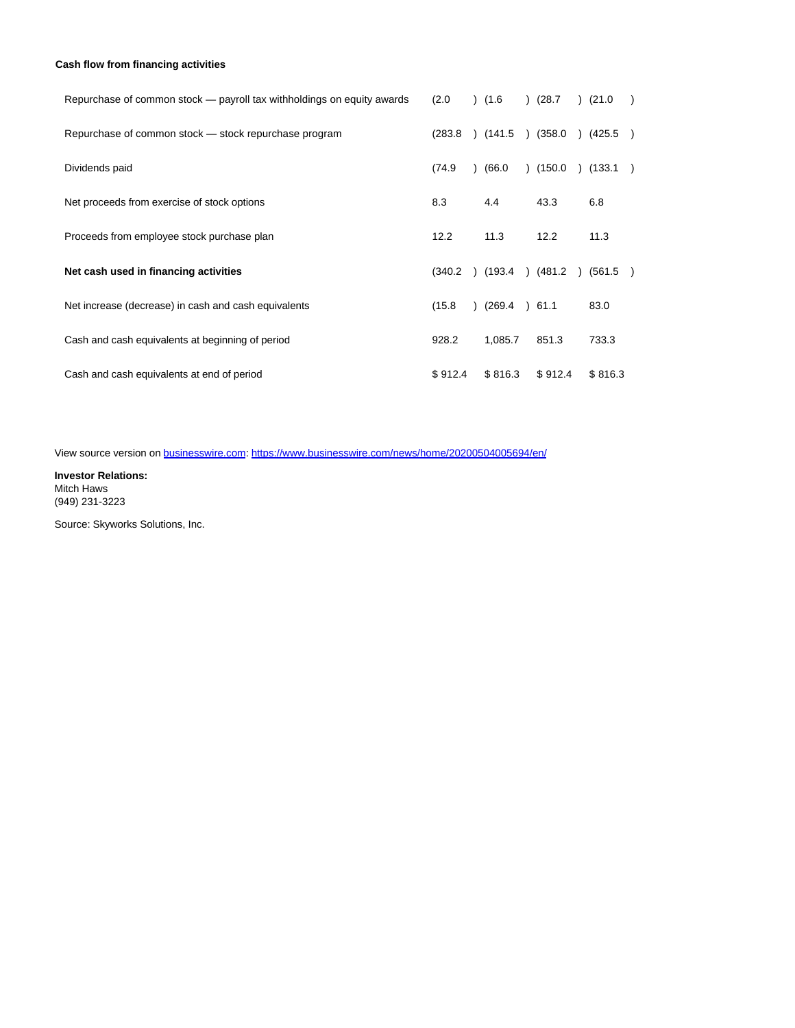**Cash flow from financing activities**

| | | | | |
|---|---|---|---|---|
| Repurchase of common stock — payroll tax withholdings on equity awards | (2.0) | (1.6) | (28.7) | (21.0) |
| Repurchase of common stock — stock repurchase program | (283.8) | (141.5) | (358.0) | (425.5) |
| Dividends paid | (74.9) | (66.0) | (150.0) | (133.1) |
| Net proceeds from exercise of stock options | 8.3 | 4.4 | 43.3 | 6.8 |
| Proceeds from employee stock purchase plan | 12.2 | 11.3 | 12.2 | 11.3 |
| **Net cash used in financing activities** | (340.2) | (193.4) | (481.2) | (561.5) |
| Net increase (decrease) in cash and cash equivalents | (15.8) | (269.4) | 61.1 | 83.0 |
| Cash and cash equivalents at beginning of period | 928.2 | 1,085.7 | 851.3 | 733.3 |
| Cash and cash equivalents at end of period | $ 912.4 | $ 816.3 | $ 912.4 | $ 816.3 |

View source version on businesswire.com: https://www.businesswire.com/news/home/20200504005694/en/

**Investor Relations:**
Mitch Haws
(949) 231-3223

Source: Skyworks Solutions, Inc.